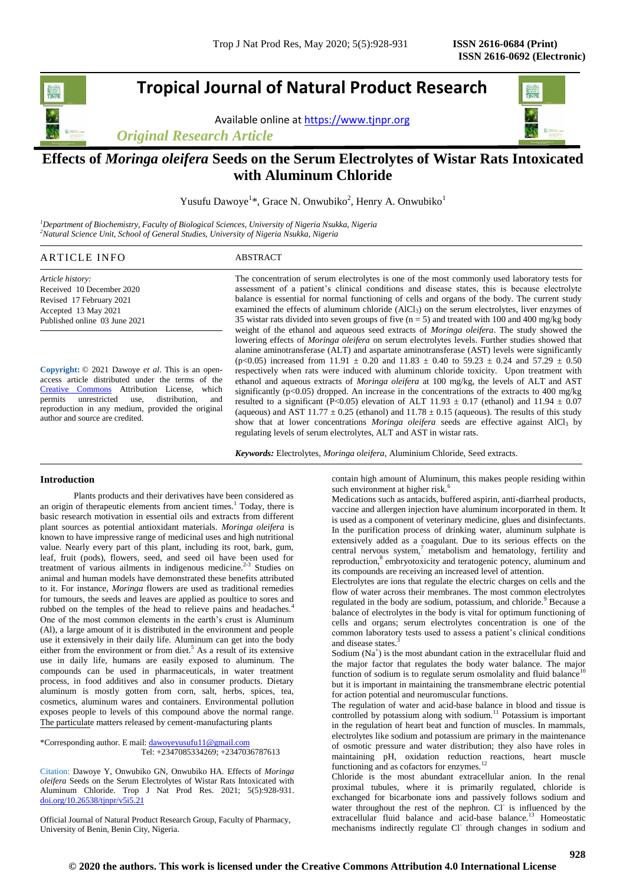# Tropical Journal of Natural Product Research

Available online at https://www.tjnpr.org

*Original Research Article*

# Effects of *Moringa oleifera* Seeds on the Serum Electrolytes of Wistar Rats Intoxicated with Aluminum Chloride

Yusufu Dawoye[1]*, Grace N. Onwubiko[2], Henry A. Onwubiko[1]

[1]*Department of Biochemistry, Faculty of Biological Sciences, University of Nigeria Nsukka, Nigeria*
[2]*Natural Science Unit, School of General Studies, University of Nigeria Nsukka, Nigeria*

## ARTICLE INFO

*Article history:*
Received 10 December 2020
Revised 17 February 2021
Accepted 13 May 2021
Published online 03 June 2021

**Copyright:** © 2021 Dawoye *et al*. This is an open-access article distributed under the terms of the Creative Commons Attribution License, which permits unrestricted use, distribution, and reproduction in any medium, provided the original author and source are credited.

## ABSTRACT

The concentration of serum electrolytes is one of the most commonly used laboratory tests for assessment of a patient's clinical conditions and disease states, this is because electrolyte balance is essential for normal functioning of cells and organs of the body. The current study examined the effects of aluminum chloride ($AlCl_3$) on the serum electrolytes, liver enzymes of 35 wistar rats divided into seven groups of five ($n = 5$) and treated with 100 and 400 mg/kg body weight of the ethanol and aqueous seed extracts of *Moringa oleifera*. The study showed the lowering effects of *Moringa oleifera* on serum electrolytes levels. Further studies showed that alanine aminotransferase (ALT) and aspartate aminotransferase (AST) levels were significantly ($p<0.05$) increased from 11.91 ± 0.20 and 11.83 ± 0.40 to 59.23 ± 0.24 and 57.29 ± 0.50 respectively when rats were induced with aluminum chloride toxicity. Upon treatment with ethanol and aqueous extracts of *Moringa oleifera* at 100 mg/kg, the levels of ALT and AST significantly ($p<0.05$) dropped. An increase in the concentrations of the extracts to 400 mg/kg resulted to a significant ($P<0.05$) elevation of ALT 11.93 ± 0.17 (ethanol) and 11.94 ± 0.07 (aqueous) and AST 11.77 ± 0.25 (ethanol) and 11.78 ± 0.15 (aqueous). The results of this study show that at lower concentrations *Moringa oleifera* seeds are effective against $AlCl_3$ by regulating levels of serum electrolytes, ALT and AST in wistar rats.

***Keywords:*** Electrolytes, *Moringa oleifera*, Aluminium Chloride, Seed extracts.

## Introduction

Plants products and their derivatives have been considered as an origin of therapeutic elements from ancient times.[1] Today, there is basic research motivation in essential oils and extracts from different plant sources as potential antioxidant materials. *Moringa oleifera* is known to have impressive range of medicinal uses and high nutritional value. Nearly every part of this plant, including its root, bark, gum, leaf, fruit (pods), flowers, seed, and seed oil have been used for treatment of various ailments in indigenous medicine.[2-3] Studies on animal and human models have demonstrated these benefits attributed to it. For instance, *Moringa* flowers are used as traditional remedies for tumours, the seeds and leaves are applied as poultice to sores and rubbed on the temples of the head to relieve pains and headaches.[4] One of the most common elements in the earth's crust is Aluminum (Al), a large amount of it is distributed in the environment and people use it extensively in their daily life. Aluminum can get into the body either from the environment or from diet.[5] As a result of its extensive use in daily life, humans are easily exposed to aluminum. The compounds can be used in pharmaceuticals, in water treatment process, in food additives and also in consumer products. Dietary aluminum is mostly gotten from corn, salt, herbs, spices, tea, cosmetics, aluminum wares and containers. Environmental pollution exposes people to levels of this compound above the normal range. The particulate matters released by cement-manufacturing plants contain high amount of Aluminum, this makes people residing within such environment at higher risk.[6]

Medications such as antacids, buffered aspirin, anti-diarrheal products, vaccine and allergen injection have aluminum incorporated in them. It is used as a component of veterinary medicine, glues and disinfectants. In the purification process of drinking water, aluminum sulphate is extensively added as a coagulant. Due to its serious effects on the central nervous system,[7] metabolism and hematology, fertility and reproduction,[8] embryotoxicity and teratogenic potency, aluminum and its compounds are receiving an increased level of attention.

Electrolytes are ions that regulate the electric charges on cells and the flow of water across their membranes. The most common electrolytes regulated in the body are sodium, potassium, and chloride.[9] Because a balance of electrolytes in the body is vital for optimum functioning of cells and organs; serum electrolytes concentration is one of the common laboratory tests used to assess a patient's clinical conditions and disease states.[3]

Sodium ($Na^+$) is the most abundant cation in the extracellular fluid and the major factor that regulates the body water balance. The major function of sodium is to regulate serum osmolality and fluid balance[10] but it is important in maintaining the transmembrane electric potential for action potential and neuromuscular functions.

The regulation of water and acid-base balance in blood and tissue is controlled by potassium along with sodium.[11] Potassium is important in the regulation of heart beat and function of muscles. In mammals, electrolytes like sodium and potassium are primary in the maintenance of osmotic pressure and water distribution; they also have roles in maintaining pH, oxidation reduction reactions, heart muscle functioning and as cofactors for enzymes.[12]

Chloride is the most abundant extracellular anion. In the renal proximal tubules, where it is primarily regulated, chloride is exchanged for bicarbonate ions and passively follows sodium and water throughout the rest of the nephron. $Cl^-$ is influenced by the extracellular fluid balance and acid-base balance.[13] Homeostatic mechanisms indirectly regulate $Cl^-$ through changes in sodium and

*Corresponding author. E mail: dawoyeyusufu11@gmail.com
Tel: +2347085334269; +2347036787613

Citation: Dawoye Y, Onwubiko GN, Onwubiko HA. Effects of *Moringa oleifera* Seeds on the Serum Electrolytes of Wistar Rats Intoxicated with Aluminum Chloride. Trop J Nat Prod Res. 2021; 5(5):928-931. doi.org/10.26538/tjnpr/v5i5.21

Official Journal of Natural Product Research Group, Faculty of Pharmacy, University of Benin, Benin City, Nigeria.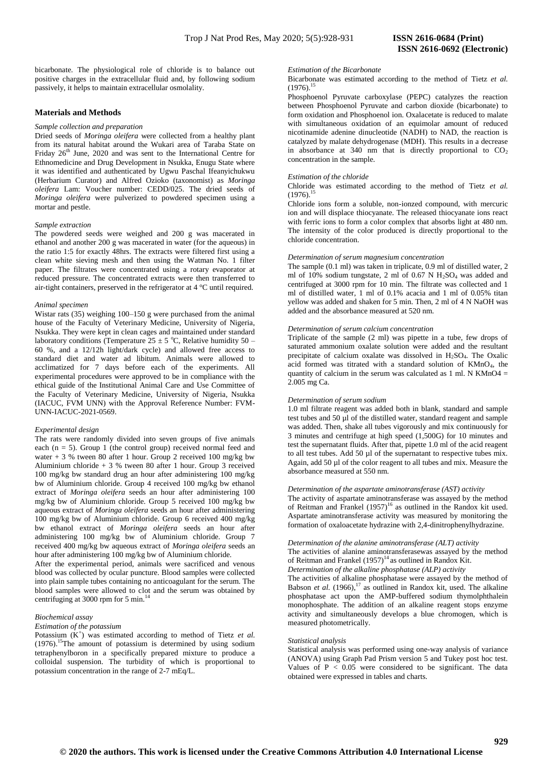bicarbonate. The physiological role of chloride is to balance out positive charges in the extracellular fluid and, by following sodium passively, it helps to maintain extracellular osmolality.

## Materials and Methods

*Sample collection and preparation*

Dried seeds of *Moringa oleifera* were collected from a healthy plant from its natural habitat around the Wukari area of Taraba State on Friday 26th June, 2020 and was sent to the International Centre for Ethnomedicine and Drug Development in Nsukka, Enugu State where it was identified and authenticated by Ugwu Paschal Ifeanyichukwu (Herbarium Curator) and Alfred Ozioko (taxonomist) as *Moringa oleifera* Lam: Voucher number: CEDD/025. The dried seeds of *Moringa oleifera* were pulverized to powdered specimen using a mortar and pestle.

*Sample extraction*

The powdered seeds were weighed and 200 g was macerated in ethanol and another 200 g was macerated in water (for the aqueous) in the ratio 1:5 for exactly 48hrs. The extracts were filtered first using a clean white sieving mesh and then using the Watman No. 1 filter paper. The filtrates were concentrated using a rotary evaporator at reduced pressure. The concentrated extracts were then transferred to air-tight containers, preserved in the refrigerator at 4 °C until required.

*Animal specimen*

Wistar rats (35) weighing 100–150 g were purchased from the animal house of the Faculty of Veterinary Medicine, University of Nigeria, Nsukka. They were kept in clean cages and maintained under standard laboratory conditions (Temperature 25 ± 5 °C, Relative humidity 50 – 60 %, and a 12/12h light/dark cycle) and allowed free access to standard diet and water ad libitum. Animals were allowed to acclimatized for 7 days before each of the experiments. All experimental procedures were approved to be in compliance with the ethical guide of the Institutional Animal Care and Use Committee of the Faculty of Veterinary Medicine, University of Nigeria, Nsukka (IACUC, FVM UNN) with the Approval Reference Number: FVM-UNN-IACUC-2021-0569.

*Experimental design*

The rats were randomly divided into seven groups of five animals each (n = 5). Group 1 (the control group) received normal feed and water + 3 % tween 80 after 1 hour. Group 2 received 100 mg/kg bw Aluminium chloride + 3 % tween 80 after 1 hour. Group 3 received 100 mg/kg bw standard drug an hour after administering 100 mg/kg bw of Aluminium chloride. Group 4 received 100 mg/kg bw ethanol extract of *Moringa oleifera* seeds an hour after administering 100 mg/kg bw of Aluminium chloride. Group 5 received 100 mg/kg bw aqueous extract of *Moringa oleifera* seeds an hour after administering 100 mg/kg bw of Aluminium chloride. Group 6 received 400 mg/kg bw ethanol extract of *Moringa oleifera* seeds an hour after administering 100 mg/kg bw of Aluminium chloride. Group 7 received 400 mg/kg bw aqueous extract of *Moringa oleifera* seeds an hour after administering 100 mg/kg bw of Aluminium chloride.

After the experimental period, animals were sacrificed and venous blood was collected by ocular puncture. Blood samples were collected into plain sample tubes containing no anticoagulant for the serum. The blood samples were allowed to clot and the serum was obtained by centrifuging at 3000 rpm for 5 min.[14]

*Biochemical assay*

*Estimation of the potassium*

Potassium ($K^+$) was estimated according to method of Tietz *et al.* (1976).[15] The amount of potassium is determined by using sodium tetraphenylboron in a specifically prepared mixture to produce a colloidal suspension. The turbidity of which is proportional to potassium concentration in the range of 2-7 mEq/L.

*Estimation of the Bicarbonate*

Bicarbonate was estimated according to the method of Tietz *et al.* (1976).[15]

Phosphoenol Pyruvate carboxylase (PEPC) catalyzes the reaction between Phosphoenol Pyruvate and carbon dioxide (bicarbonate) to form oxidation and Phosphoenol ion. Oxalacetate is reduced to malate with simultaneous oxidation of an equimolar amount of reduced nicotinamide adenine dinucleotide (NADH) to NAD, the reaction is catalyzed by malate dehydrogenase (MDH). This results in a decrease in absorbance at 340 nm that is directly proportional to $CO_2$ concentration in the sample.

*Estimation of the chloride*

Chloride was estimated according to the method of Tietz *et al.* (1976).[15]

Chloride ions form a soluble, non-ionzed compound, with mercuric ion and will displace thiocyanate. The released thiocyanate ions react with ferric ions to form a color complex that absorbs light at 480 nm. The intensity of the color produced is directly proportional to the chloride concentration.

*Determination of serum magnesium concentration*

The sample (0.1 ml) was taken in triplicate, 0.9 ml of distilled water, 2 ml of 10% sodium tungstate, 2 ml of 0.67 N $H_2SO_4$ was added and centrifuged at 3000 rpm for 10 min. The filtrate was collected and 1 ml of distilled water, 1 ml of 0.1% acacia and 1 ml of 0.05% titan yellow was added and shaken for 5 min. Then, 2 ml of 4 N NaOH was added and the absorbance measured at 520 nm.

*Determination of serum calcium concentration*

Triplicate of the sample (2 ml) was pipette in a tube, few drops of saturated ammonium oxalate solution were added and the resultant precipitate of calcium oxalate was dissolved in $H_2SO_4$. The Oxalic acid formed was titrated with a standard solution of $KMnO_4$, the quantity of calcium in the serum was calculated as 1 ml. N KMnO4 = 2.005 mg Ca.

*Determination of serum sodium*

1.0 ml filtrate reagent was added both in blank, standard and sample test tubes and 50 µl of the distilled water, standard reagent and sample was added. Then, shake all tubes vigorously and mix continuously for 3 minutes and centrifuge at high speed (1,500G) for 10 minutes and test the supernatant fluids. After that, pipette 1.0 ml of the acid reagent to all test tubes. Add 50 µl of the supernatant to respective tubes mix. Again, add 50 µl of the color reagent to all tubes and mix. Measure the absorbance measured at 550 nm.

*Determination of the aspartate aminotransferase (AST) activity*

The activity of aspartate aminotransferase was assayed by the method of Reitman and Frankel (1957)[16] as outlined in the Randox kit used. Aspartate aminotransferase activity was measured by monitoring the formation of oxaloacetate hydrazine with 2,4-dinitrophenylhydrazine.

*Determination of the alanine aminotransferase (ALT) activity*

The activities of alanine aminotransferasewas assayed by the method of Reitman and Frankel (1957)[14] as outlined in Randox Kit.

*Determination of the alkaline phosphatase (ALP) activity*

The activities of alkaline phosphatase were assayed by the method of Babson *et al.* (1966),[17] as outlined in Randox kit, used. The alkaline phosphatase act upon the AMP-buffered sodium thymolphthalein monophosphate. The addition of an alkaline reagent stops enzyme activity and simultaneously develops a blue chromogen, which is measured photometrically.

*Statistical analysis*

Statistical analysis was performed using one-way analysis of variance (ANOVA) using Graph Pad Prism version 5 and Tukey post hoc test. Values of $P < 0.05$ were considered to be significant. The data obtained were expressed in tables and charts.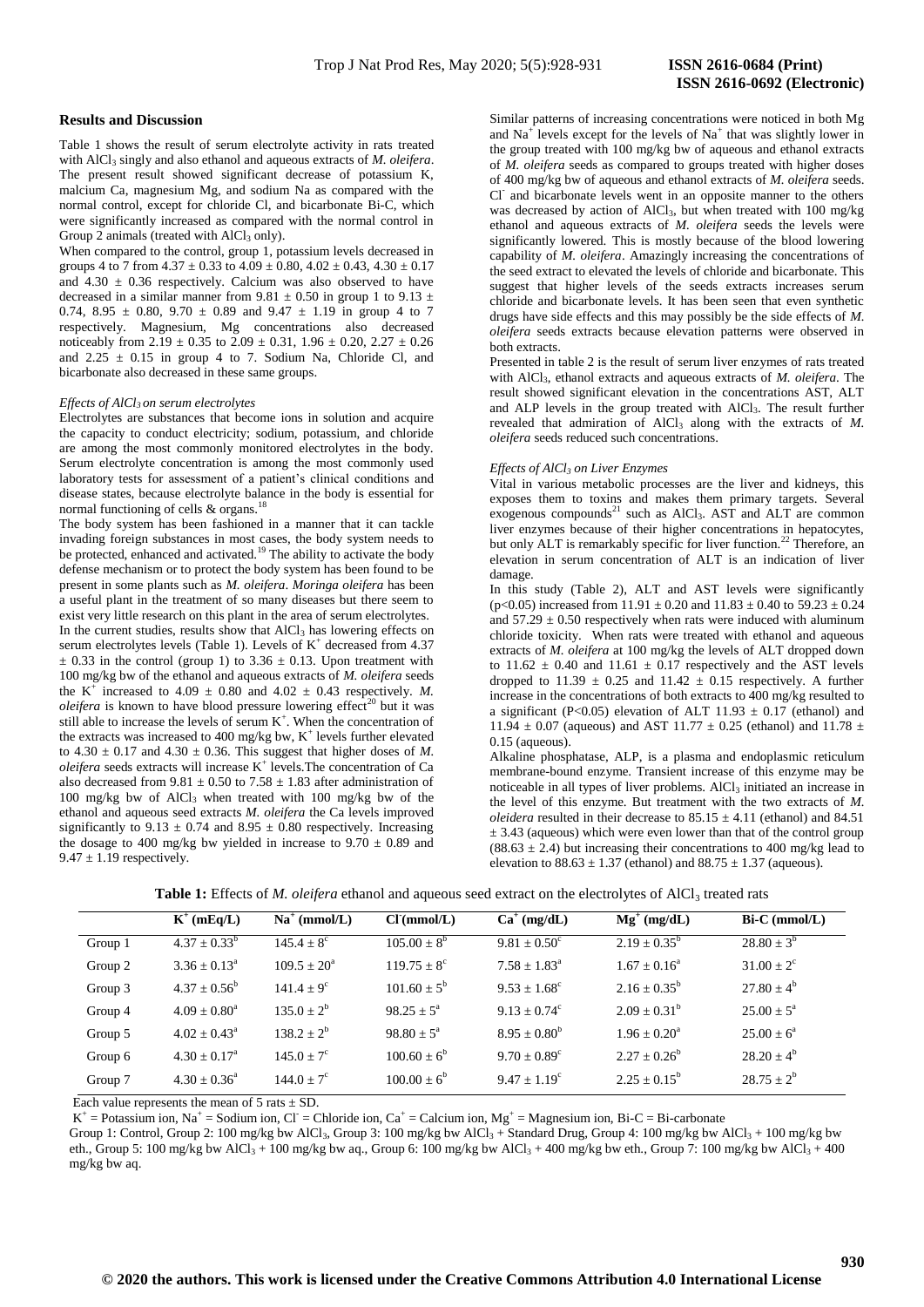## Results and Discussion

Table 1 shows the result of serum electrolyte activity in rats treated with $AlCl_3$ singly and also ethanol and aqueous extracts of *M. oleifera*. The present result showed significant decrease of potassium K, malcium Ca, magnesium Mg, and sodium Na as compared with the normal control, except for chloride Cl, and bicarbonate Bi-C, which were significantly increased as compared with the normal control in Group 2 animals (treated with $AlCl_3$ only).

When compared to the control, group 1, potassium levels decreased in groups 4 to 7 from 4.37 ± 0.33 to 4.09 ± 0.80, 4.02 ± 0.43, 4.30 ± 0.17 and 4.30 ± 0.36 respectively. Calcium was also observed to have decreased in a similar manner from 9.81 ± 0.50 in group 1 to 9.13 ± 0.74, 8.95 ± 0.80, 9.70 ± 0.89 and 9.47 ± 1.19 in group 4 to 7 respectively. Magnesium, Mg concentrations also decreased noticeably from 2.19 ± 0.35 to 2.09 ± 0.31, 1.96 ± 0.20, 2.27 ± 0.26 and 2.25 ± 0.15 in group 4 to 7. Sodium Na, Chloride Cl, and bicarbonate also decreased in these same groups.

### *Effects of $AlCl_3$ on serum electrolytes*

Electrolytes are substances that become ions in solution and acquire the capacity to conduct electricity; sodium, potassium, and chloride are among the most commonly monitored electrolytes in the body. Serum electrolyte concentration is among the most commonly used laboratory tests for assessment of a patient's clinical conditions and disease states, because electrolyte balance in the body is essential for normal functioning of cells & organs.[18]

The body system has been fashioned in a manner that it can tackle invading foreign substances in most cases, the body system needs to be protected, enhanced and activated.[19] The ability to activate the body defense mechanism or to protect the body system has been found to be present in some plants such as *M. oleifera*. *Moringa oleifera* has been a useful plant in the treatment of so many diseases but there seem to exist very little research on this plant in the area of serum electrolytes.

In the current studies, results show that $AlCl_3$ has lowering effects on serum electrolytes levels (Table 1). Levels of $K^+$ decreased from 4.37 ± 0.33 in the control (group 1) to 3.36 ± 0.13. Upon treatment with 100 mg/kg bw of the ethanol and aqueous extracts of *M. oleifera* seeds the $K^+$ increased to 4.09 ± 0.80 and 4.02 ± 0.43 respectively. *M. oleifera* is known to have blood pressure lowering effect[20] but it was still able to increase the levels of serum $K^+$. When the concentration of the extracts was increased to 400 mg/kg bw, $K^+$ levels further elevated to 4.30 ± 0.17 and 4.30 ± 0.36. This suggest that higher doses of *M. oleifera* seeds extracts will increase $K^+$ levels.The concentration of Ca also decreased from 9.81 ± 0.50 to 7.58 ± 1.83 after administration of 100 mg/kg bw of $AlCl_3$ when treated with 100 mg/kg bw of the ethanol and aqueous seed extracts *M. oleifera* the Ca levels improved significantly to 9.13 ± 0.74 and 8.95 ± 0.80 respectively. Increasing the dosage to 400 mg/kg bw yielded in increase to 9.70 ± 0.89 and 9.47 ± 1.19 respectively.

Similar patterns of increasing concentrations were noticed in both Mg and $Na^+$ levels except for the levels of $Na^+$ that was slightly lower in the group treated with 100 mg/kg bw of aqueous and ethanol extracts of *M. oleifera* seeds as compared to groups treated with higher doses of 400 mg/kg bw of aqueous and ethanol extracts of *M. oleifera* seeds. $Cl^-$ and bicarbonate levels went in an opposite manner to the others was decreased by action of $AlCl_3$, but when treated with 100 mg/kg ethanol and aqueous extracts of *M. oleifera* seeds the levels were significantly lowered. This is mostly because of the blood lowering capability of *M. oleifera*. Amazingly increasing the concentrations of the seed extract to elevated the levels of chloride and bicarbonate. This suggest that higher levels of the seeds extracts increases serum chloride and bicarbonate levels. It has been seen that even synthetic drugs have side effects and this may possibly be the side effects of *M. oleifera* seeds extracts because elevation patterns were observed in both extracts.

Presented in table 2 is the result of serum liver enzymes of rats treated with $AlCl_3$, ethanol extracts and aqueous extracts of *M. oleifera*. The result showed significant elevation in the concentrations AST, ALT and ALP levels in the group treated with $AlCl_3$. The result further revealed that admiration of $AlCl_3$ along with the extracts of *M. oleifera* seeds reduced such concentrations.

### *Effects of $AlCl_3$ on Liver Enzymes*

Vital in various metabolic processes are the liver and kidneys, this exposes them to toxins and makes them primary targets. Several exogenous compounds[21] such as $AlCl_3$. AST and ALT are common liver enzymes because of their higher concentrations in hepatocytes, but only ALT is remarkably specific for liver function.[22] Therefore, an elevation in serum concentration of ALT is an indication of liver damage.

In this study (Table 2), ALT and AST levels were significantly ($p<0.05$) increased from 11.91 ± 0.20 and 11.83 ± 0.40 to 59.23 ± 0.24 and 57.29 ± 0.50 respectively when rats were induced with aluminum chloride toxicity. When rats were treated with ethanol and aqueous extracts of *M. oleifera* at 100 mg/kg the levels of ALT dropped down to 11.62 ± 0.40 and 11.61 ± 0.17 respectively and the AST levels dropped to 11.39 ± 0.25 and 11.42 ± 0.15 respectively. A further increase in the concentrations of both extracts to 400 mg/kg resulted to a significant ($P<0.05$) elevation of ALT 11.93 ± 0.17 (ethanol) and 11.94 ± 0.07 (aqueous) and AST 11.77 ± 0.25 (ethanol) and 11.78 ± 0.15 (aqueous).

Alkaline phosphatase, ALP, is a plasma and endoplasmic reticulum membrane-bound enzyme. Transient increase of this enzyme may be noticeable in all types of liver problems. $AlCl_3$ initiated an increase in the level of this enzyme. But treatment with the two extracts of *M. oleidera* resulted in their decrease to 85.15 ± 4.11 (ethanol) and 84.51 ± 3.43 (aqueous) which were even lower than that of the control group (88.63 ± 2.4) but increasing their concentrations to 400 mg/kg lead to elevation to 88.63 ± 1.37 (ethanol) and 88.75 ± 1.37 (aqueous).

**Table 1:** Effects of *M. oleifera* ethanol and aqueous seed extract on the electrolytes of $AlCl_3$ treated rats

| | $K^+$ (mEq/L) | $Na^+$ (mmol/L) | $Cl^-$(mmol/L) | $Ca^+$ (mg/dL) | $Mg^+$ (mg/dL) | Bi-C (mmol/L) |
|---|---|---|---|---|---|---|
| Group 1 | $4.37 \pm 0.33^b$ | $145.4 \pm 8^c$ | $105.00 \pm 8^b$ | $9.81 \pm 0.50^c$ | $2.19 \pm 0.35^b$ | $28.80 \pm 3^b$ |
| Group 2 | $3.36 \pm 0.13^a$ | $109.5 \pm 20^a$ | $119.75 \pm 8^c$ | $7.58 \pm 1.83^a$ | $1.67 \pm 0.16^a$ | $31.00 \pm 2^c$ |
| Group 3 | $4.37 \pm 0.56^b$ | $141.4 \pm 9^c$ | $101.60 \pm 5^b$ | $9.53 \pm 1.68^c$ | $2.16 \pm 0.35^b$ | $27.80 \pm 4^b$ |
| Group 4 | $4.09 \pm 0.80^a$ | $135.0 \pm 2^b$ | $98.25 \pm 5^a$ | $9.13 \pm 0.74^c$ | $2.09 \pm 0.31^b$ | $25.00 \pm 5^a$ |
| Group 5 | $4.02 \pm 0.43^a$ | $138.2 \pm 2^b$ | $98.80 \pm 5^a$ | $8.95 \pm 0.80^b$ | $1.96 \pm 0.20^a$ | $25.00 \pm 6^a$ |
| Group 6 | $4.30 \pm 0.17^a$ | $145.0 \pm 7^c$ | $100.60 \pm 6^b$ | $9.70 \pm 0.89^c$ | $2.27 \pm 0.26^b$ | $28.20 \pm 4^b$ |
| Group 7 | $4.30 \pm 0.36^a$ | $144.0 \pm 7^c$ | $100.00 \pm 6^b$ | $9.47 \pm 1.19^c$ | $2.25 \pm 0.15^b$ | $28.75 \pm 2^b$ |

Each value represents the mean of 5 rats ± SD.

$K^+$ = Potassium ion, $Na^+$ = Sodium ion, $Cl^-$ = Chloride ion, $Ca^+$ = Calcium ion, $Mg^+$ = Magnesium ion, Bi-C = Bi-carbonate

Group 1: Control, Group 2: 100 mg/kg bw $AlCl_3$, Group 3: 100 mg/kg bw $AlCl_3$ + Standard Drug, Group 4: 100 mg/kg bw $AlCl_3$ + 100 mg/kg bw eth., Group 5: 100 mg/kg bw $AlCl_3$ + 100 mg/kg bw aq., Group 6: 100 mg/kg bw $AlCl_3$ + 400 mg/kg bw eth., Group 7: 100 mg/kg bw $AlCl_3$ + 400 mg/kg bw aq.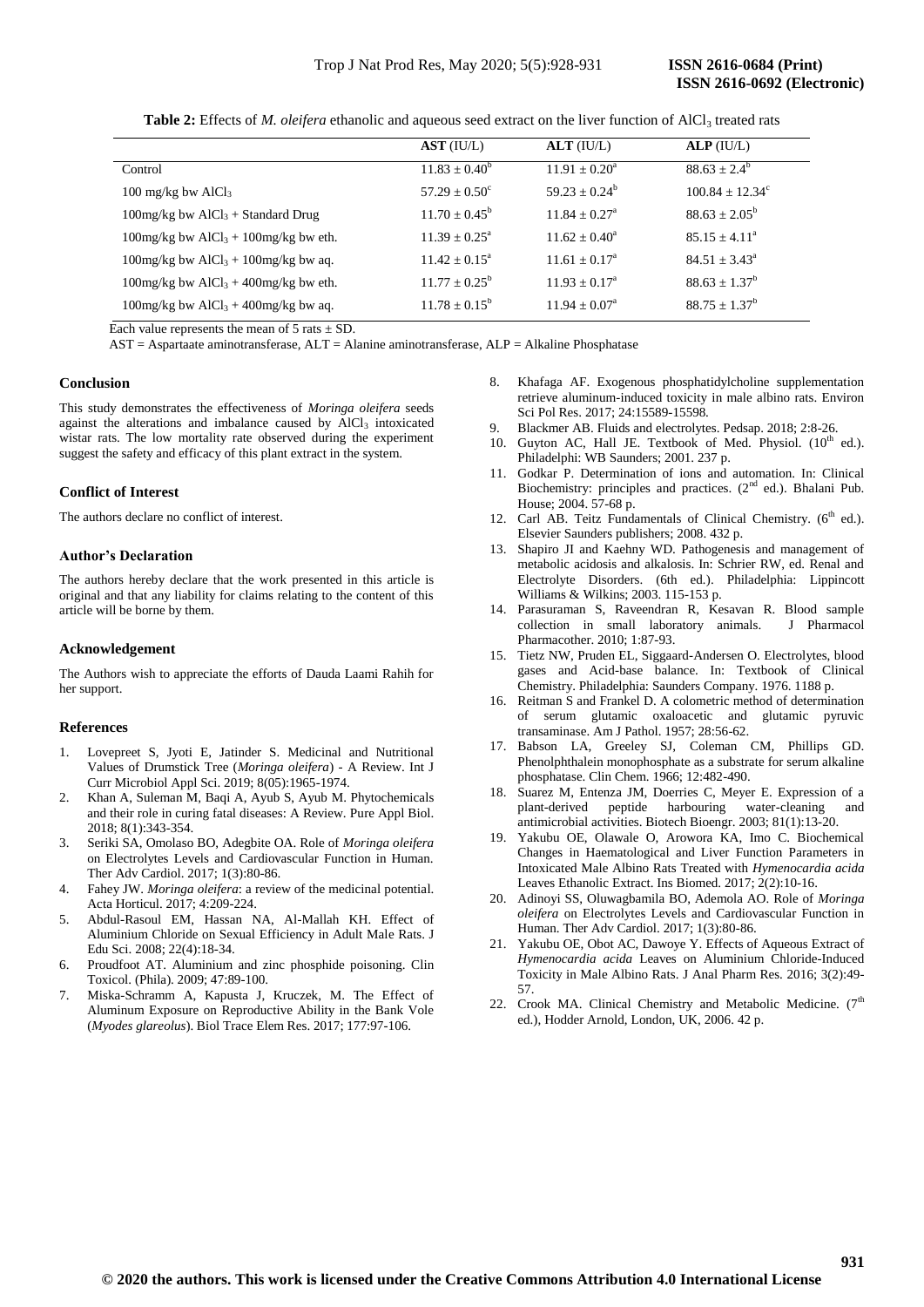**Table 2:** Effects of *M. oleifera* ethanolic and aqueous seed extract on the liver function of $AlCl_3$ treated rats

| | **AST** (IU/L) | **ALT** (IU/L) | **ALP** (IU/L) |
|---|---|---|---|
| Control | $11.83 \pm 0.40^b$ | $11.91 \pm 0.20^a$ | $88.63 \pm 2.4^b$ |
| 100 mg/kg bw $AlCl_3$ | $57.29 \pm 0.50^c$ | $59.23 \pm 0.24^b$ | $100.84 \pm 12.34^c$ |
| 100mg/kg bw $AlCl_3$ + Standard Drug | $11.70 \pm 0.45^b$ | $11.84 \pm 0.27^a$ | $88.63 \pm 2.05^b$ |
| 100mg/kg bw $AlCl_3$ + 100mg/kg bw eth. | $11.39 \pm 0.25^a$ | $11.62 \pm 0.40^a$ | $85.15 \pm 4.11^a$ |
| 100mg/kg bw $AlCl_3$ + 100mg/kg bw aq. | $11.42 \pm 0.15^a$ | $11.61 \pm 0.17^a$ | $84.51 \pm 3.43^a$ |
| 100mg/kg bw $AlCl_3$ + 400mg/kg bw eth. | $11.77 \pm 0.25^b$ | $11.93 \pm 0.17^a$ | $88.63 \pm 1.37^b$ |
| 100mg/kg bw $AlCl_3$ + 400mg/kg bw aq. | $11.78 \pm 0.15^b$ | $11.94 \pm 0.07^a$ | $88.75 \pm 1.37^b$ |

Each value represents the mean of 5 rats ± SD.

AST = Aspartaate aminotransferase, ALT = Alanine aminotransferase, ALP = Alkaline Phosphatase

## Conclusion

This study demonstrates the effectiveness of *Moringa oleifera* seeds against the alterations and imbalance caused by $AlCl_3$ intoxicated wistar rats. The low mortality rate observed during the experiment suggest the safety and efficacy of this plant extract in the system.

## Conflict of Interest

The authors declare no conflict of interest.

## Author's Declaration

The authors hereby declare that the work presented in this article is original and that any liability for claims relating to the content of this article will be borne by them.

## Acknowledgement

The Authors wish to appreciate the efforts of Dauda Laami Rahih for her support.

## References

1. Lovepreet S, Jyoti E, Jatinder S. Medicinal and Nutritional Values of Drumstick Tree (*Moringa oleifera*) - A Review. Int J Curr Microbiol Appl Sci. 2019; 8(05):1965-1974.
2. Khan A, Suleman M, Baqi A, Ayub S, Ayub M. Phytochemicals and their role in curing fatal diseases: A Review. Pure Appl Biol. 2018; 8(1):343-354.
3. Seriki SA, Omolaso BO, Adegbite OA. Role of *Moringa oleifera* on Electrolytes Levels and Cardiovascular Function in Human. Ther Adv Cardiol. 2017; 1(3):80-86.
4. Fahey JW. *Moringa oleifera*: a review of the medicinal potential. Acta Horticul. 2017; 4:209-224.
5. Abdul-Rasoul EM, Hassan NA, Al-Mallah KH. Effect of Aluminium Chloride on Sexual Efficiency in Adult Male Rats. J Edu Sci. 2008; 22(4):18-34.
6. Proudfoot AT. Aluminium and zinc phosphide poisoning. Clin Toxicol. (Phila). 2009; 47:89-100.
7. Miska-Schramm A, Kapusta J, Kruczek, M. The Effect of Aluminum Exposure on Reproductive Ability in the Bank Vole (*Myodes glareolus*). Biol Trace Elem Res. 2017; 177:97-106.
8. Khafaga AF. Exogenous phosphatidylcholine supplementation retrieve aluminum-induced toxicity in male albino rats. Environ Sci Pol Res. 2017; 24:15589-15598.
9. Blackmer AB. Fluids and electrolytes. Pedsap. 2018; 2:8-26.
10. Guyton AC, Hall JE. Textbook of Med. Physiol. (10th ed.). Philadelphi: WB Saunders; 2001. 237 p.
11. Godkar P. Determination of ions and automation. In: Clinical Biochemistry: principles and practices. (2nd ed.). Bhalani Pub. House; 2004. 57-68 p.
12. Carl AB. Teitz Fundamentals of Clinical Chemistry. (6th ed.). Elsevier Saunders publishers; 2008. 432 p.
13. Shapiro JI and Kaehny WD. Pathogenesis and management of metabolic acidosis and alkalosis. In: Schrier RW, ed. Renal and Electrolyte Disorders. (6th ed.). Philadelphia: Lippincott Williams & Wilkins; 2003. 115-153 p.
14. Parasuraman S, Raveendran R, Kesavan R. Blood sample collection in small laboratory animals. J Pharmacol Pharmacother. 2010; 1:87-93.
15. Tietz NW, Pruden EL, Siggaard-Andersen O. Electrolytes, blood gases and Acid-base balance. In: Textbook of Clinical Chemistry. Philadelphia: Saunders Company. 1976. 1188 p.
16. Reitman S and Frankel D. A colometric method of determination of serum glutamic oxaloacetic and glutamic pyruvic transaminase. Am J Pathol. 1957; 28:56-62.
17. Babson LA, Greeley SJ, Coleman CM, Phillips GD. Phenolphthalein monophosphate as a substrate for serum alkaline phosphatase. Clin Chem. 1966; 12:482-490.
18. Suarez M, Entenza JM, Doerries C, Meyer E. Expression of a plant-derived peptide harbouring water-cleaning and antimicrobial activities. Biotech Bioengr. 2003; 81(1):13-20.
19. Yakubu OE, Olawale O, Arowora KA, Imo C. Biochemical Changes in Haematological and Liver Function Parameters in Intoxicated Male Albino Rats Treated with *Hymenocardia acida* Leaves Ethanolic Extract. Ins Biomed. 2017; 2(2):10-16.
20. Adinoyi SS, Oluwagbamila BO, Ademola AO. Role of *Moringa oleifera* on Electrolytes Levels and Cardiovascular Function in Human. Ther Adv Cardiol. 2017; 1(3):80-86.
21. Yakubu OE, Obot AC, Dawoye Y. Effects of Aqueous Extract of *Hymenocardia acida* Leaves on Aluminium Chloride-Induced Toxicity in Male Albino Rats. J Anal Pharm Res. 2016; 3(2):49-57.
22. Crook MA. Clinical Chemistry and Metabolic Medicine. (7th ed.), Hodder Arnold, London, UK, 2006. 42 p.